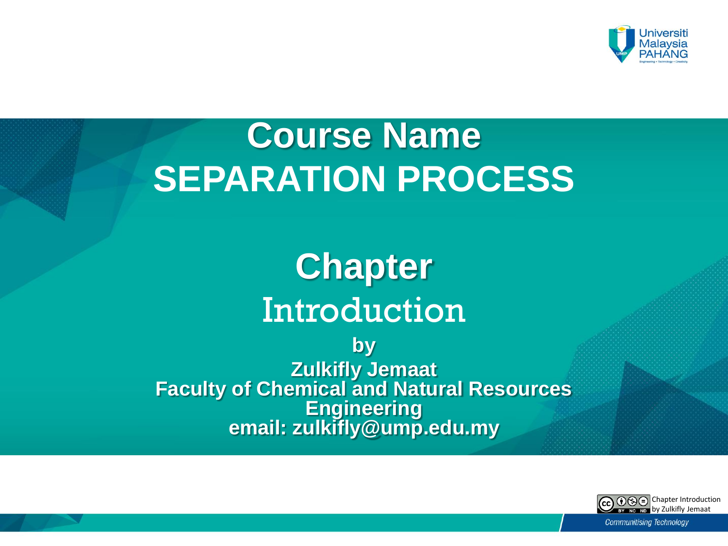# Course Name
# SEPARATION PROCESS

## Chapter
## Introduction

**by**
**Zulkifly Jemaat**
**Faculty of Chemical and Natural Resources Engineering**
**email: zulkifly@ump.edu.my**

Chapter Introduction by Zulkifly Jemaat

Communitising Technology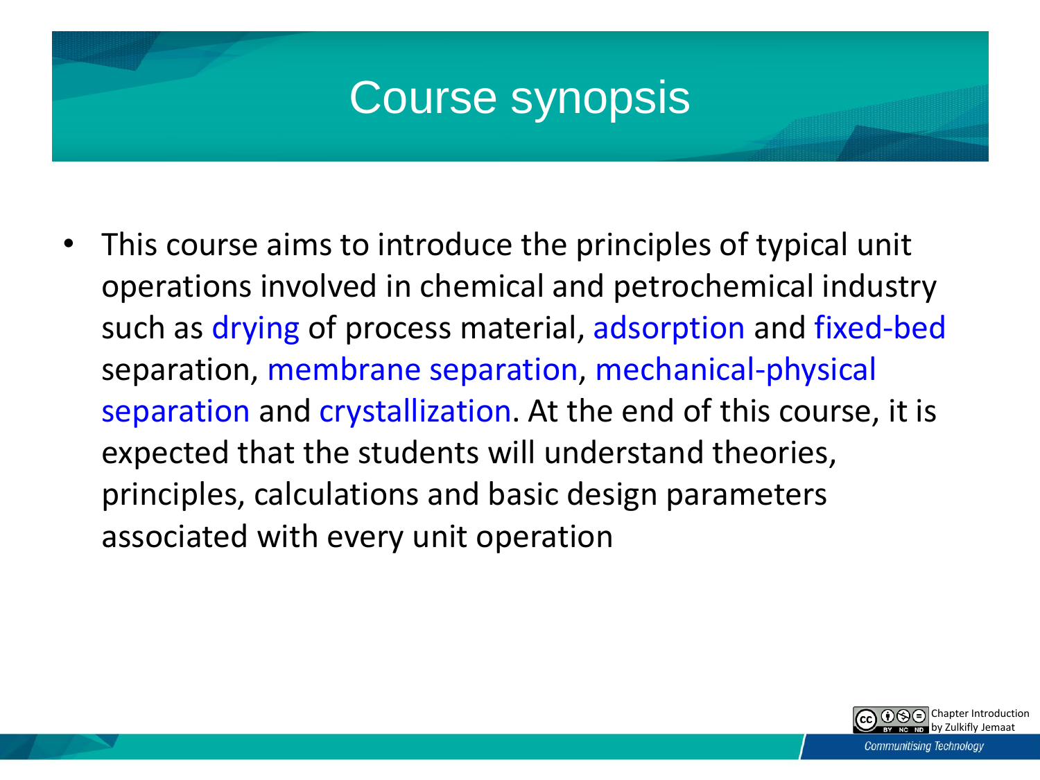# Course synopsis

- This course aims to introduce the principles of typical unit operations involved in chemical and petrochemical industry such as drying of process material, adsorption and fixed-bed separation, membrane separation, mechanical-physical separation and crystallization. At the end of this course, it is expected that the students will understand theories, principles, calculations and basic design parameters associated with every unit operation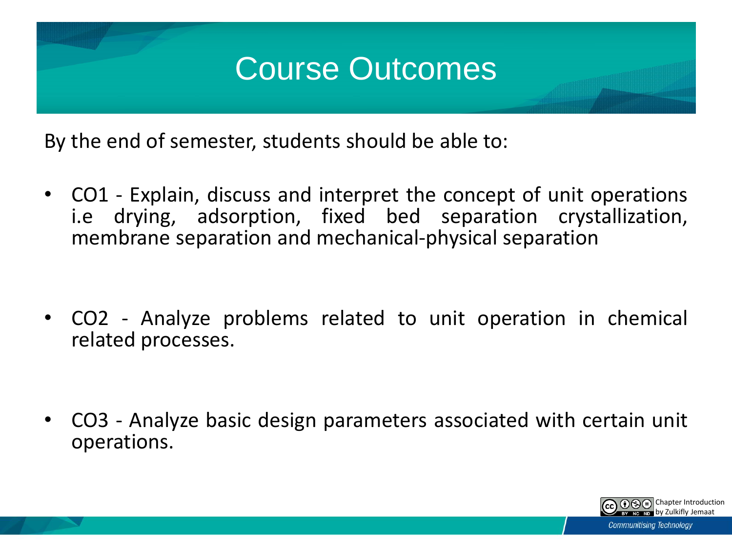# Course Outcomes

By the end of semester, students should be able to:

- CO1 - Explain, discuss and interpret the concept of unit operations i.e drying, adsorption, fixed bed separation crystallization, membrane separation and mechanical-physical separation

- CO2 - Analyze problems related to unit operation in chemical related processes.

- CO3 - Analyze basic design parameters associated with certain unit operations.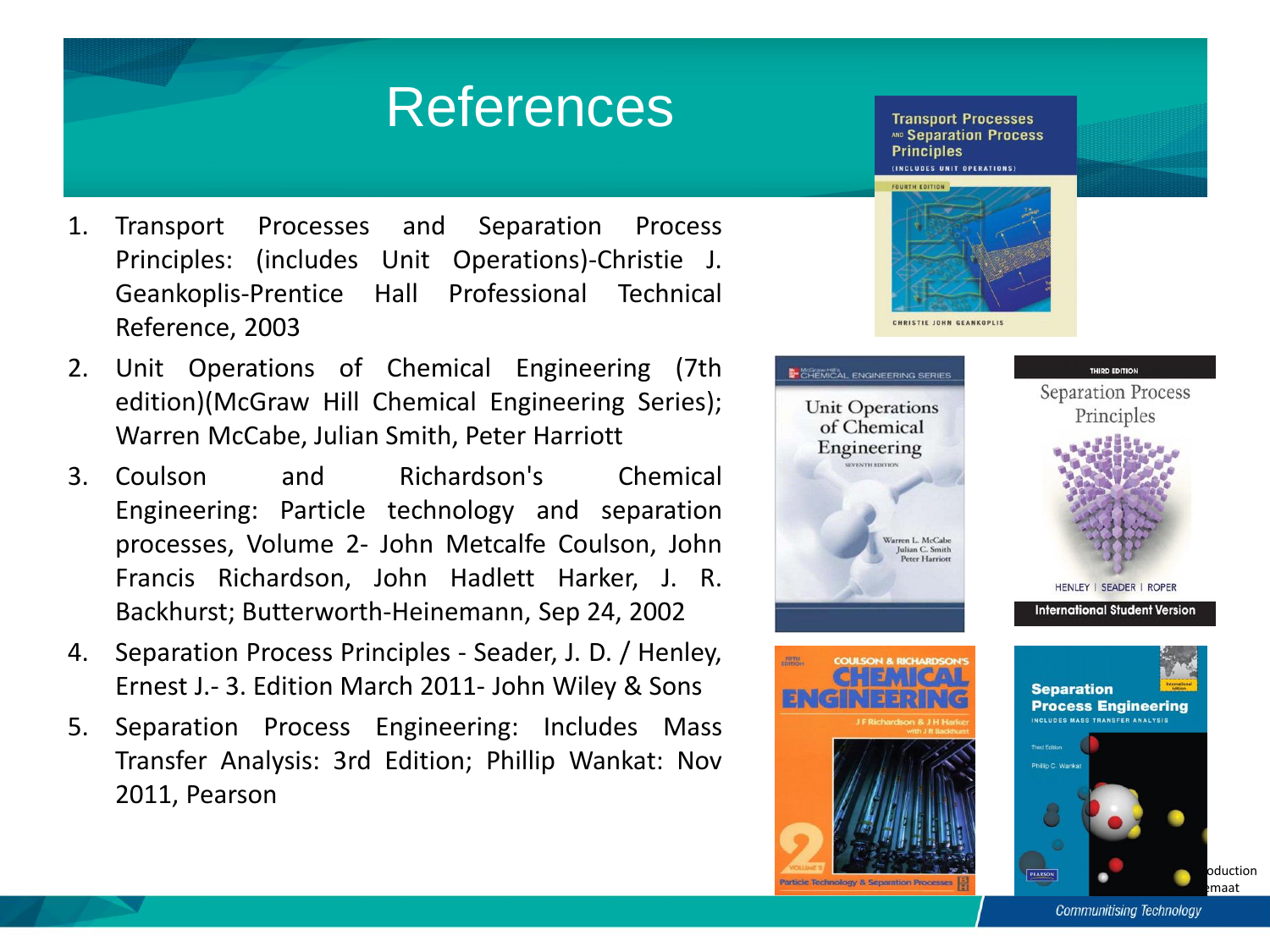# References

1. Transport Processes and Separation Process Principles: (includes Unit Operations)-Christie J. Geankoplis-Prentice Hall Professional Technical Reference, 2003
2. Unit Operations of Chemical Engineering (7th edition)(McGraw Hill Chemical Engineering Series); Warren McCabe, Julian Smith, Peter Harriott
3. Coulson and Richardson's Chemical Engineering: Particle technology and separation processes, Volume 2- John Metcalfe Coulson, John Francis Richardson, John Hadlett Harker, J. R. Backhurst; Butterworth-Heinemann, Sep 24, 2002
4. Separation Process Principles - Seader, J. D. / Henley, Ernest J.- 3. Edition March 2011- John Wiley & Sons
5. Separation Process Engineering: Includes Mass Transfer Analysis: 3rd Edition; Phillip Wankat: Nov 2011, Pearson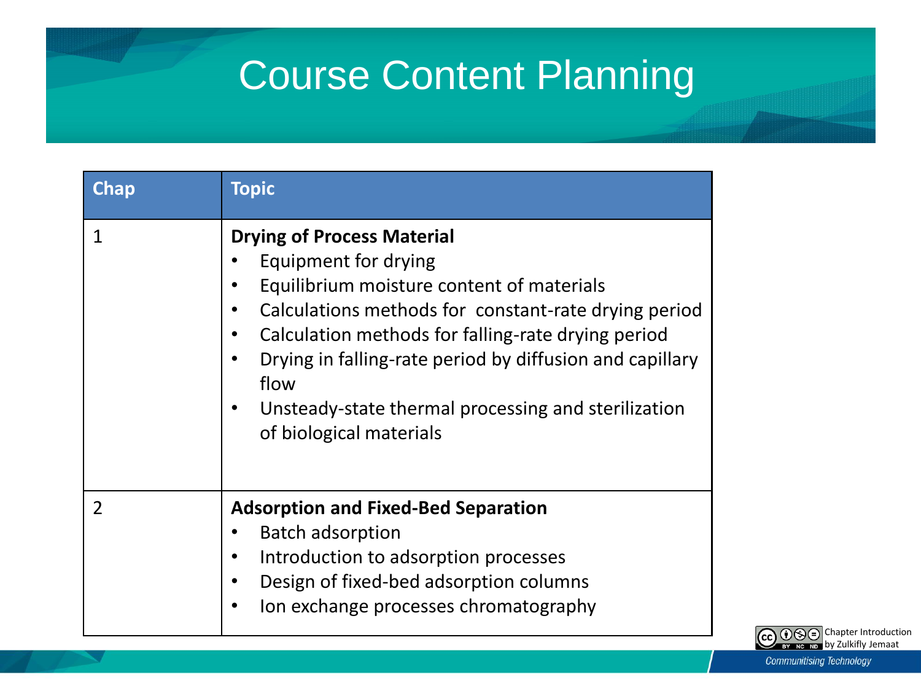# Course Content Planning

| Chap | Topic |
|---|---|
| 1 | **Drying of Process Material**<br>• Equipment for drying<br>• Equilibrium moisture content of materials<br>• Calculations methods for constant-rate drying period<br>• Calculation methods for falling-rate drying period<br>• Drying in falling-rate period by diffusion and capillary flow<br>• Unsteady-state thermal processing and sterilization of biological materials |
| 2 | **Adsorption and Fixed-Bed Separation**<br>• Batch adsorption<br>• Introduction to adsorption processes<br>• Design of fixed-bed adsorption columns<br>• Ion exchange processes chromatography |

Chapter Introduction by Zulkifly Jemaat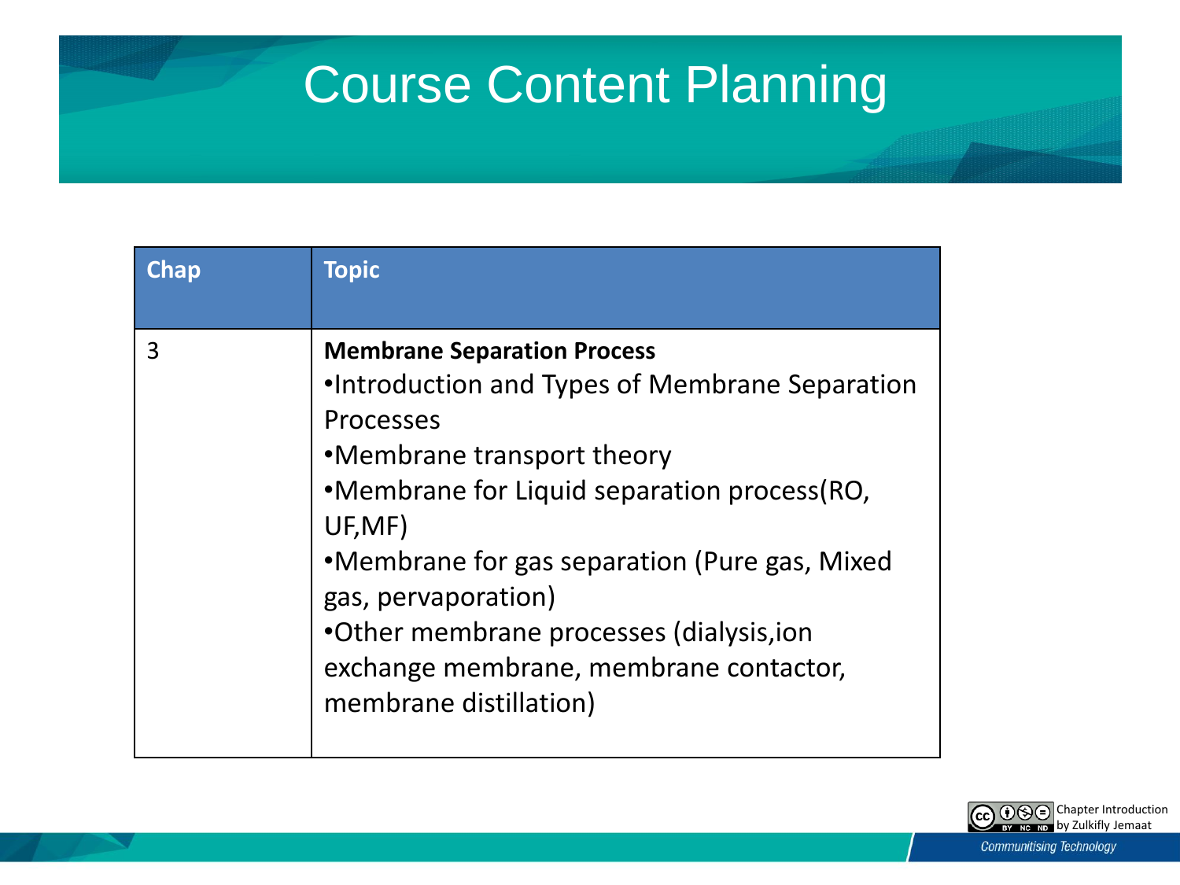# Course Content Planning

| Chap | Topic |
|---|---|
| 3 | **Membrane Separation Process**<br>•Introduction and Types of Membrane Separation Processes<br>•Membrane transport theory<br>•Membrane for Liquid separation process(RO, UF,MF)<br>•Membrane for gas separation (Pure gas, Mixed gas, pervaporation)<br>•Other membrane processes (dialysis,ion exchange membrane, membrane contactor, membrane distillation) |

Chapter Introduction by Zulkifly Jemaat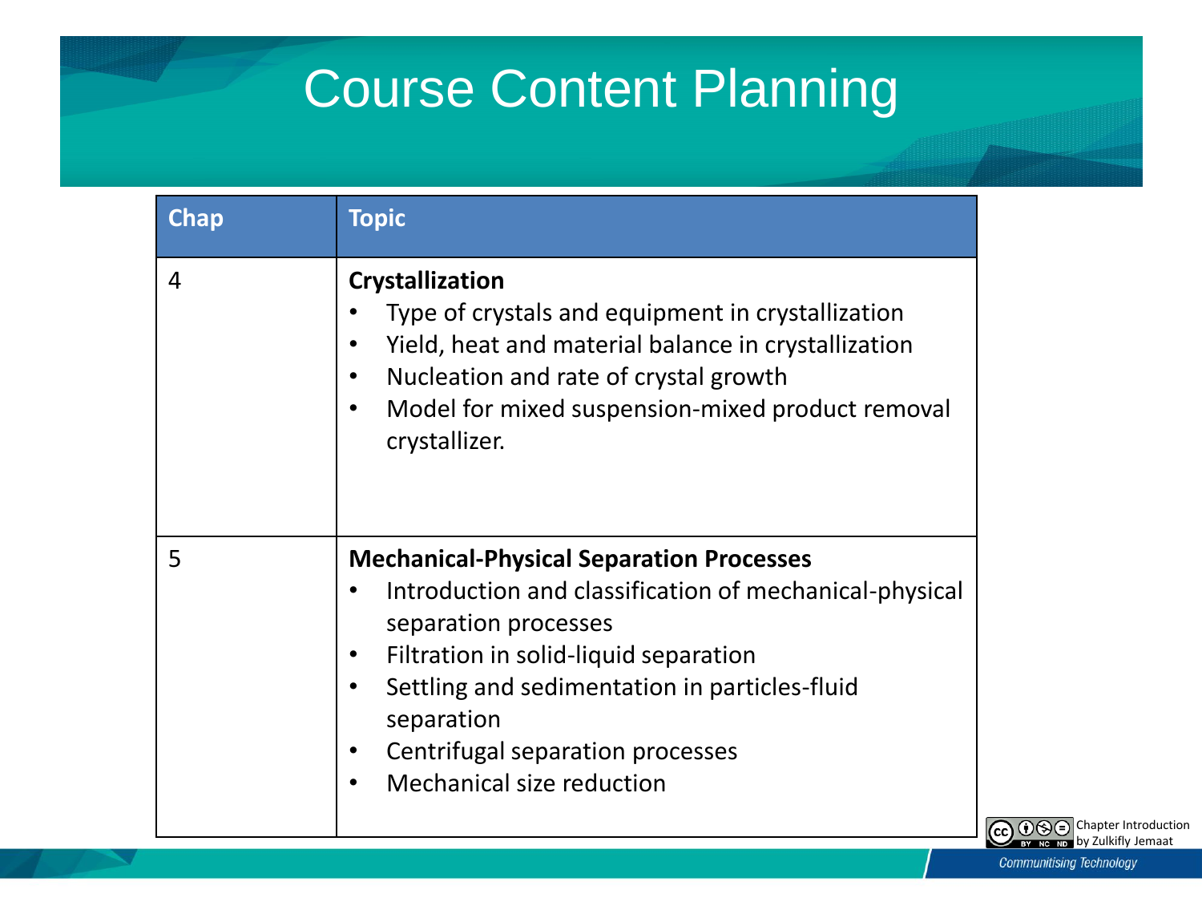# Course Content Planning

| Chap | Topic |
| --- | --- |
| 4 | **Crystallization**<br>• Type of crystals and equipment in crystallization<br>• Yield, heat and material balance in crystallization<br>• Nucleation and rate of crystal growth<br>• Model for mixed suspension-mixed product removal crystallizer. |
| 5 | **Mechanical-Physical Separation Processes**<br>• Introduction and classification of mechanical-physical separation processes<br>• Filtration in solid-liquid separation<br>• Settling and sedimentation in particles-fluid separation<br>• Centrifugal separation processes<br>• Mechanical size reduction |

Chapter Introduction by Zulkifly Jemaat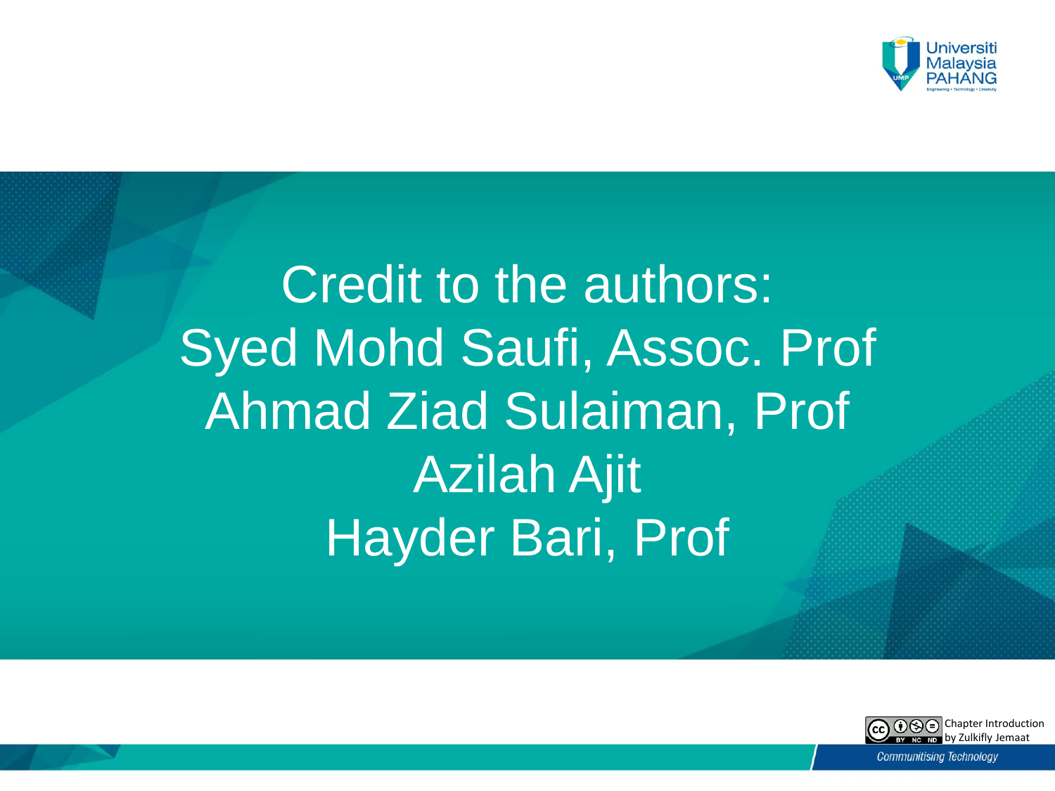Credit to the authors:
Syed Mohd Saufi, Assoc. Prof
Ahmad Ziad Sulaiman, Prof
Azilah Ajit
Hayder Bari, Prof